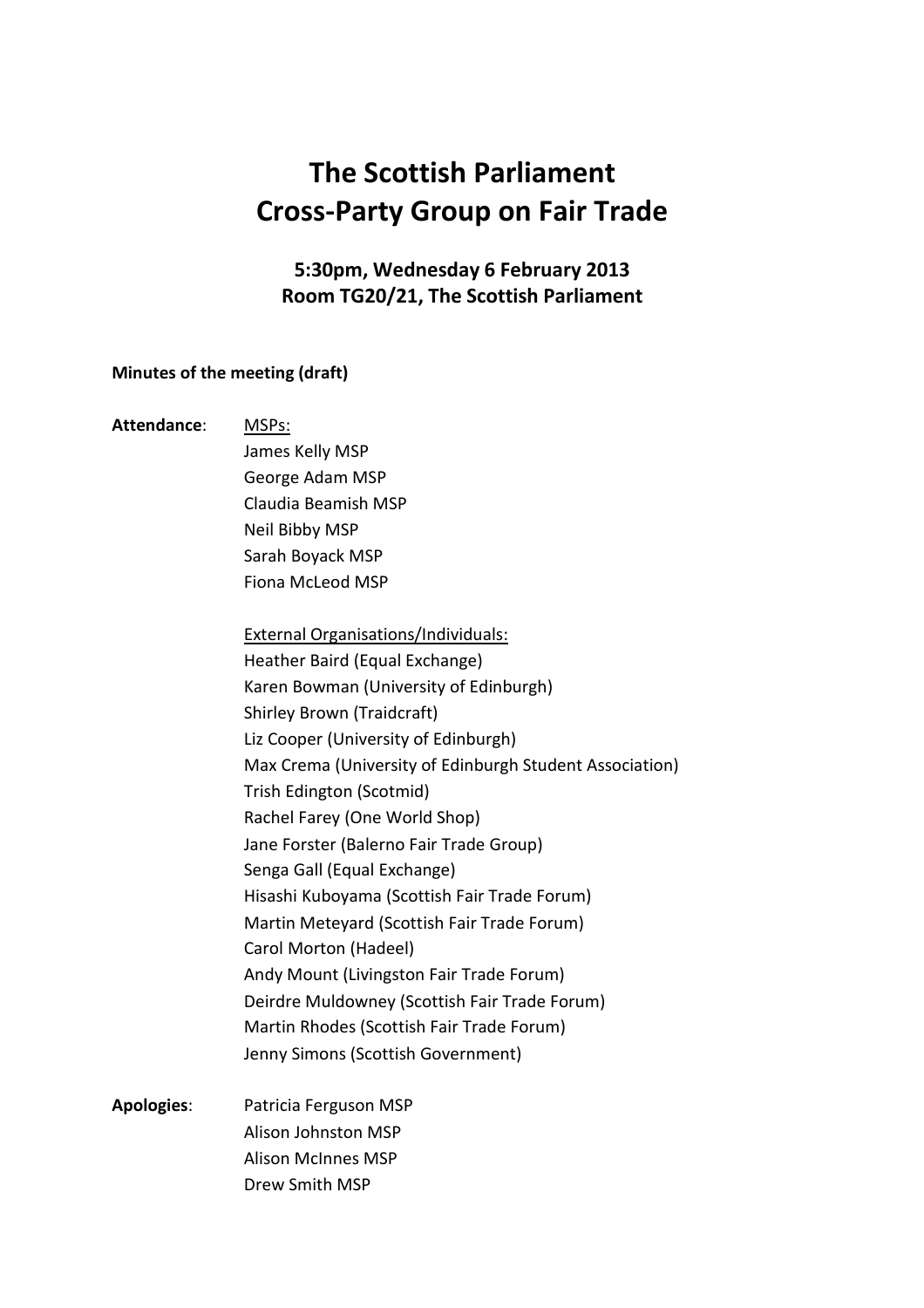# The Scottish Parliament
# Cross-Party Group on Fair Trade

### 5:30pm, Wednesday 6 February 2013
### Room TG20/21, The Scottish Parliament

**Minutes of the meeting (draft)**

**Attendance**:

MSPs:

James Kelly MSP
George Adam MSP
Claudia Beamish MSP
Neil Bibby MSP
Sarah Boyack MSP
Fiona McLeod MSP

External Organisations/Individuals:

Heather Baird (Equal Exchange)
Karen Bowman (University of Edinburgh)
Shirley Brown (Traidcraft)
Liz Cooper (University of Edinburgh)
Max Crema (University of Edinburgh Student Association)
Trish Edington (Scotmid)
Rachel Farey (One World Shop)
Jane Forster (Balerno Fair Trade Group)
Senga Gall (Equal Exchange)
Hisashi Kuboyama (Scottish Fair Trade Forum)
Martin Meteyard (Scottish Fair Trade Forum)
Carol Morton (Hadeel)
Andy Mount (Livingston Fair Trade Forum)
Deirdre Muldowney (Scottish Fair Trade Forum)
Martin Rhodes (Scottish Fair Trade Forum)
Jenny Simons (Scottish Government)

**Apologies**:

Patricia Ferguson MSP
Alison Johnston MSP
Alison McInnes MSP
Drew Smith MSP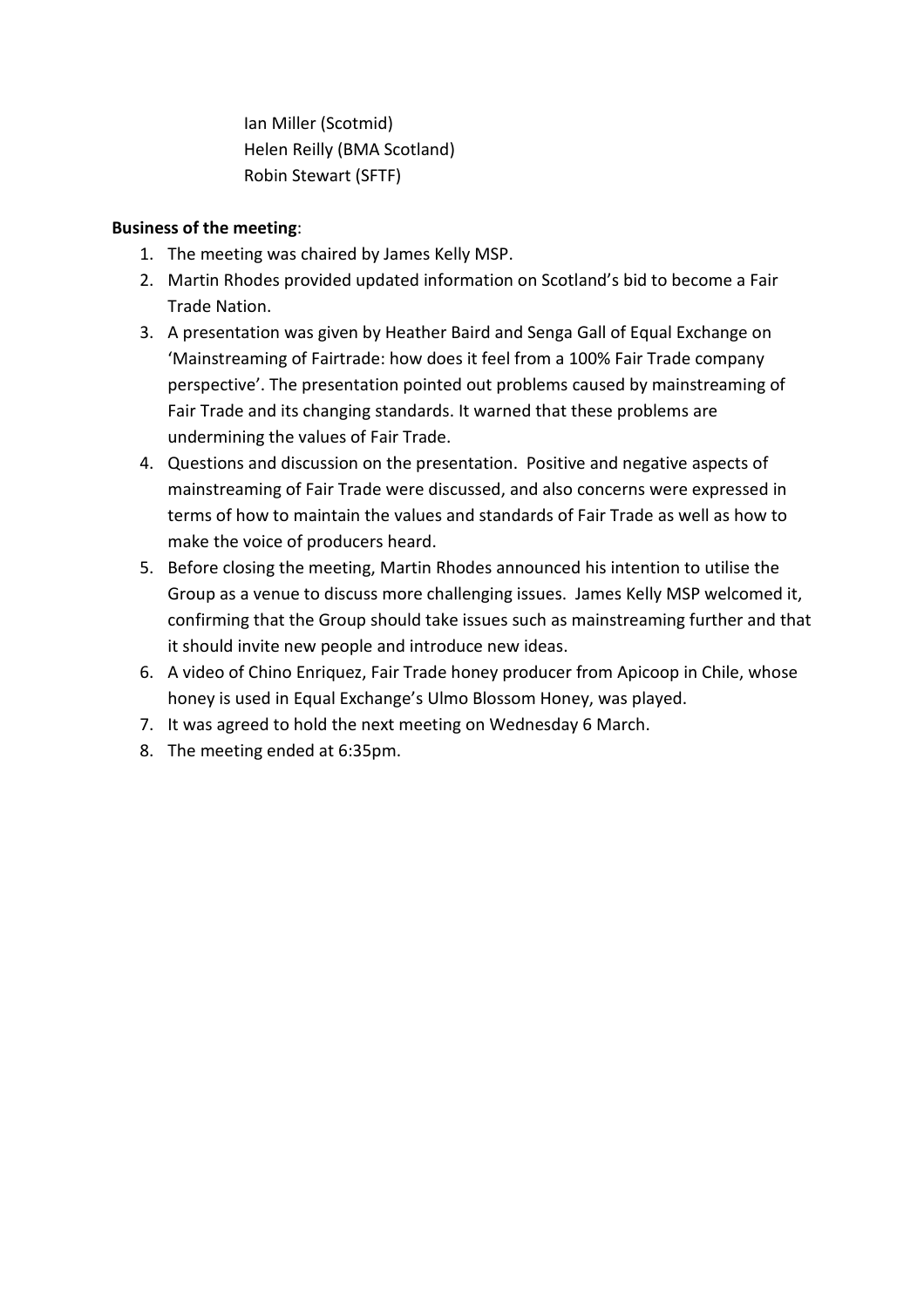Ian Miller (Scotmid)
Helen Reilly (BMA Scotland)
Robin Stewart (SFTF)

**Business of the meeting**:

1. The meeting was chaired by James Kelly MSP.
2. Martin Rhodes provided updated information on Scotland's bid to become a Fair Trade Nation.
3. A presentation was given by Heather Baird and Senga Gall of Equal Exchange on 'Mainstreaming of Fairtrade: how does it feel from a 100% Fair Trade company perspective'. The presentation pointed out problems caused by mainstreaming of Fair Trade and its changing standards. It warned that these problems are undermining the values of Fair Trade.
4. Questions and discussion on the presentation. Positive and negative aspects of mainstreaming of Fair Trade were discussed, and also concerns were expressed in terms of how to maintain the values and standards of Fair Trade as well as how to make the voice of producers heard.
5. Before closing the meeting, Martin Rhodes announced his intention to utilise the Group as a venue to discuss more challenging issues. James Kelly MSP welcomed it, confirming that the Group should take issues such as mainstreaming further and that it should invite new people and introduce new ideas.
6. A video of Chino Enriquez, Fair Trade honey producer from Apicoop in Chile, whose honey is used in Equal Exchange's Ulmo Blossom Honey, was played.
7. It was agreed to hold the next meeting on Wednesday 6 March.
8. The meeting ended at 6:35pm.